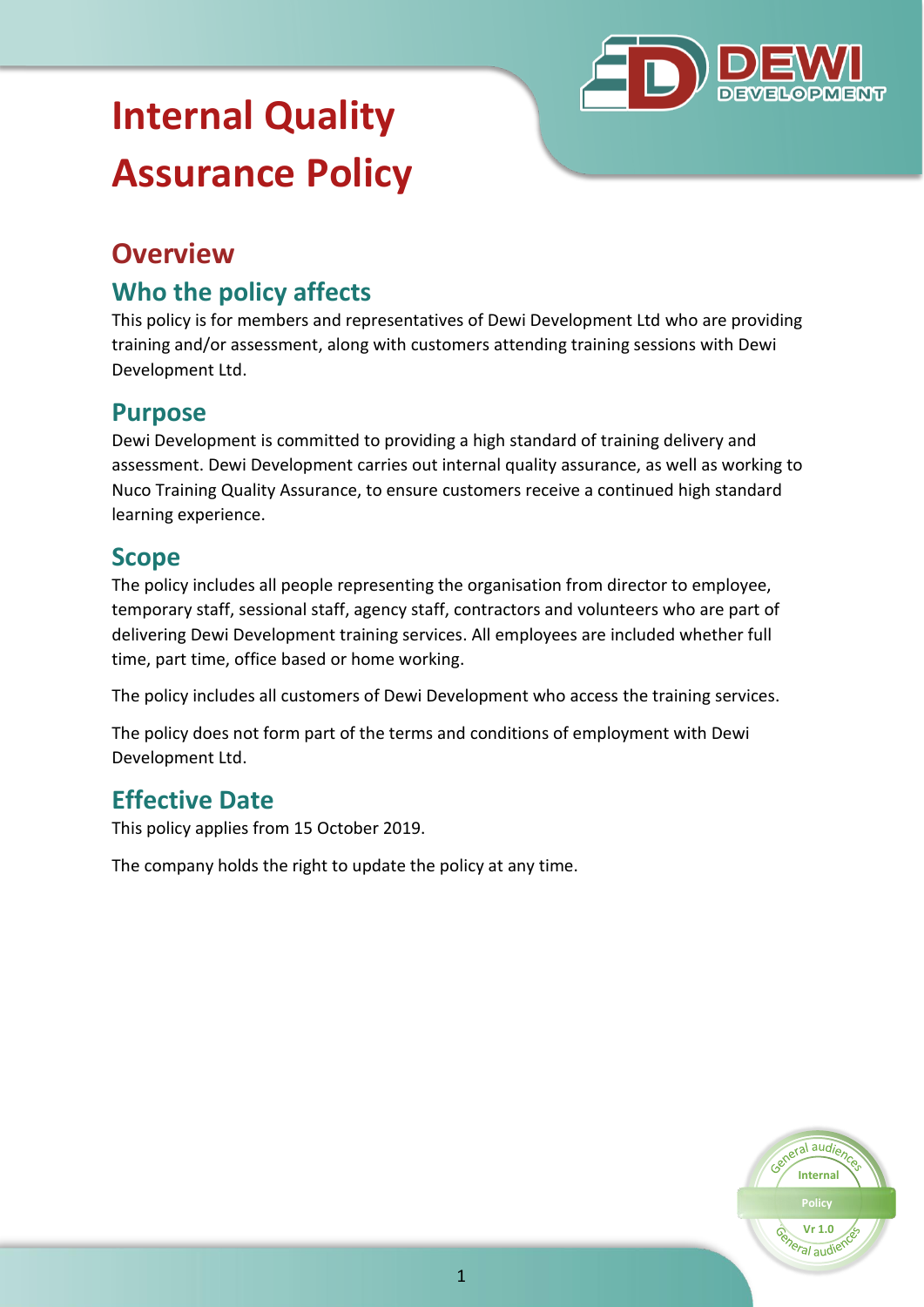# Internal Quality Assurance Policy

## Overview

### Who the policy affects

This policy is for members and representatives of Dewi Development Ltd who are providing training and/or assessment, along with customers attending training sessions with Dewi Development Ltd.

### Purpose

Dewi Development is committed to providing a high standard of training delivery and assessment. Dewi Development carries out internal quality assurance, as well as working to Nuco Training Quality Assurance, to ensure customers receive a continued high standard learning experience.

### Scope

The policy includes all people representing the organisation from director to employee, temporary staff, sessional staff, agency staff, contractors and volunteers who are part of delivering Dewi Development training services. All employees are included whether full time, part time, office based or home working.

The policy includes all customers of Dewi Development who access the training services.

The policy does not form part of the terms and conditions of employment with Dewi Development Ltd.

### Effective Date

This policy applies from 15 October 2019.

The company holds the right to update the policy at any time.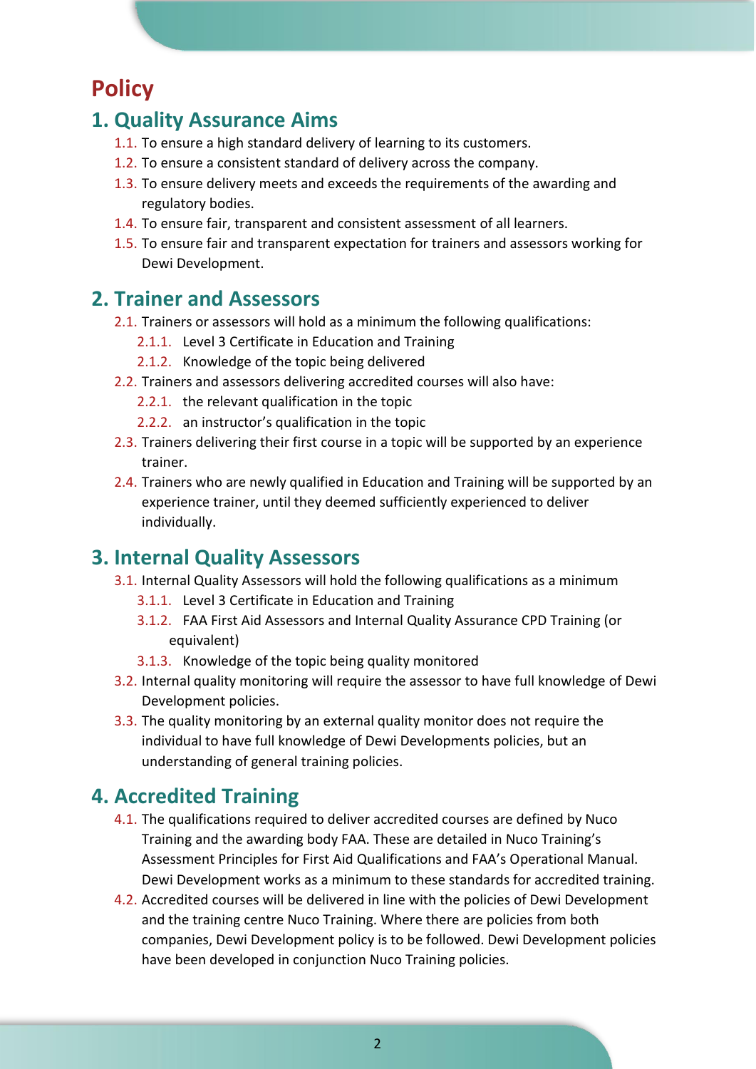# Policy

## 1. Quality Assurance Aims

1.1. To ensure a high standard delivery of learning to its customers.

1.2. To ensure a consistent standard of delivery across the company.

1.3. To ensure delivery meets and exceeds the requirements of the awarding and regulatory bodies.

1.4. To ensure fair, transparent and consistent assessment of all learners.

1.5. To ensure fair and transparent expectation for trainers and assessors working for Dewi Development.

## 2. Trainer and Assessors

2.1. Trainers or assessors will hold as a minimum the following qualifications:

- 2.1.1. Level 3 Certificate in Education and Training
- 2.1.2. Knowledge of the topic being delivered

2.2. Trainers and assessors delivering accredited courses will also have:

- 2.2.1. the relevant qualification in the topic
- 2.2.2. an instructor's qualification in the topic

2.3. Trainers delivering their first course in a topic will be supported by an experience trainer.

2.4. Trainers who are newly qualified in Education and Training will be supported by an experience trainer, until they deemed sufficiently experienced to deliver individually.

## 3. Internal Quality Assessors

3.1. Internal Quality Assessors will hold the following qualifications as a minimum

- 3.1.1. Level 3 Certificate in Education and Training
- 3.1.2. FAA First Aid Assessors and Internal Quality Assurance CPD Training (or equivalent)
- 3.1.3. Knowledge of the topic being quality monitored

3.2. Internal quality monitoring will require the assessor to have full knowledge of Dewi Development policies.

3.3. The quality monitoring by an external quality monitor does not require the individual to have full knowledge of Dewi Developments policies, but an understanding of general training policies.

## 4. Accredited Training

4.1. The qualifications required to deliver accredited courses are defined by Nuco Training and the awarding body FAA. These are detailed in Nuco Training's Assessment Principles for First Aid Qualifications and FAA's Operational Manual. Dewi Development works as a minimum to these standards for accredited training.

4.2. Accredited courses will be delivered in line with the policies of Dewi Development and the training centre Nuco Training. Where there are policies from both companies, Dewi Development policy is to be followed. Dewi Development policies have been developed in conjunction Nuco Training policies.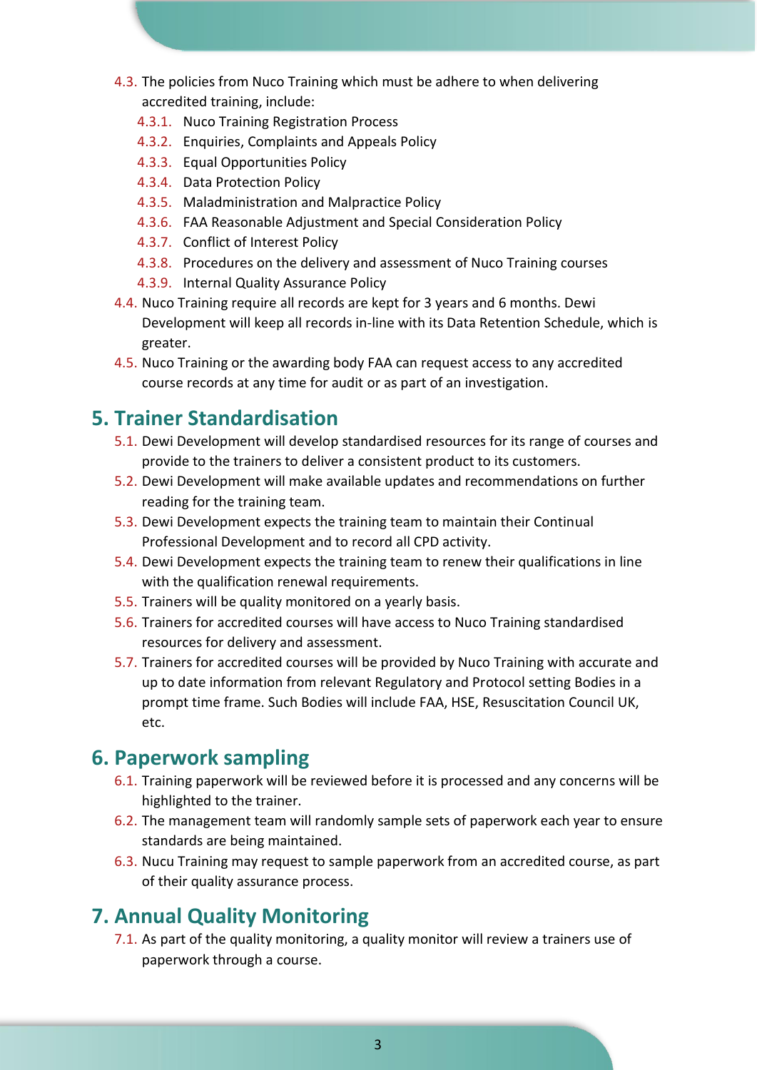4.3. The policies from Nuco Training which must be adhere to when delivering accredited training, include:

  4.3.1. Nuco Training Registration Process
  4.3.2. Enquiries, Complaints and Appeals Policy
  4.3.3. Equal Opportunities Policy
  4.3.4. Data Protection Policy
  4.3.5. Maladministration and Malpractice Policy
  4.3.6. FAA Reasonable Adjustment and Special Consideration Policy
  4.3.7. Conflict of Interest Policy
  4.3.8. Procedures on the delivery and assessment of Nuco Training courses
  4.3.9. Internal Quality Assurance Policy

4.4. Nuco Training require all records are kept for 3 years and 6 months. Dewi Development will keep all records in-line with its Data Retention Schedule, which is greater.

4.5. Nuco Training or the awarding body FAA can request access to any accredited course records at any time for audit or as part of an investigation.

## 5. Trainer Standardisation

5.1. Dewi Development will develop standardised resources for its range of courses and provide to the trainers to deliver a consistent product to its customers.

5.2. Dewi Development will make available updates and recommendations on further reading for the training team.

5.3. Dewi Development expects the training team to maintain their Continual Professional Development and to record all CPD activity.

5.4. Dewi Development expects the training team to renew their qualifications in line with the qualification renewal requirements.

5.5. Trainers will be quality monitored on a yearly basis.

5.6. Trainers for accredited courses will have access to Nuco Training standardised resources for delivery and assessment.

5.7. Trainers for accredited courses will be provided by Nuco Training with accurate and up to date information from relevant Regulatory and Protocol setting Bodies in a prompt time frame. Such Bodies will include FAA, HSE, Resuscitation Council UK, etc.

## 6. Paperwork sampling

6.1. Training paperwork will be reviewed before it is processed and any concerns will be highlighted to the trainer.

6.2. The management team will randomly sample sets of paperwork each year to ensure standards are being maintained.

6.3. Nucu Training may request to sample paperwork from an accredited course, as part of their quality assurance process.

## 7. Annual Quality Monitoring

7.1. As part of the quality monitoring, a quality monitor will review a trainers use of paperwork through a course.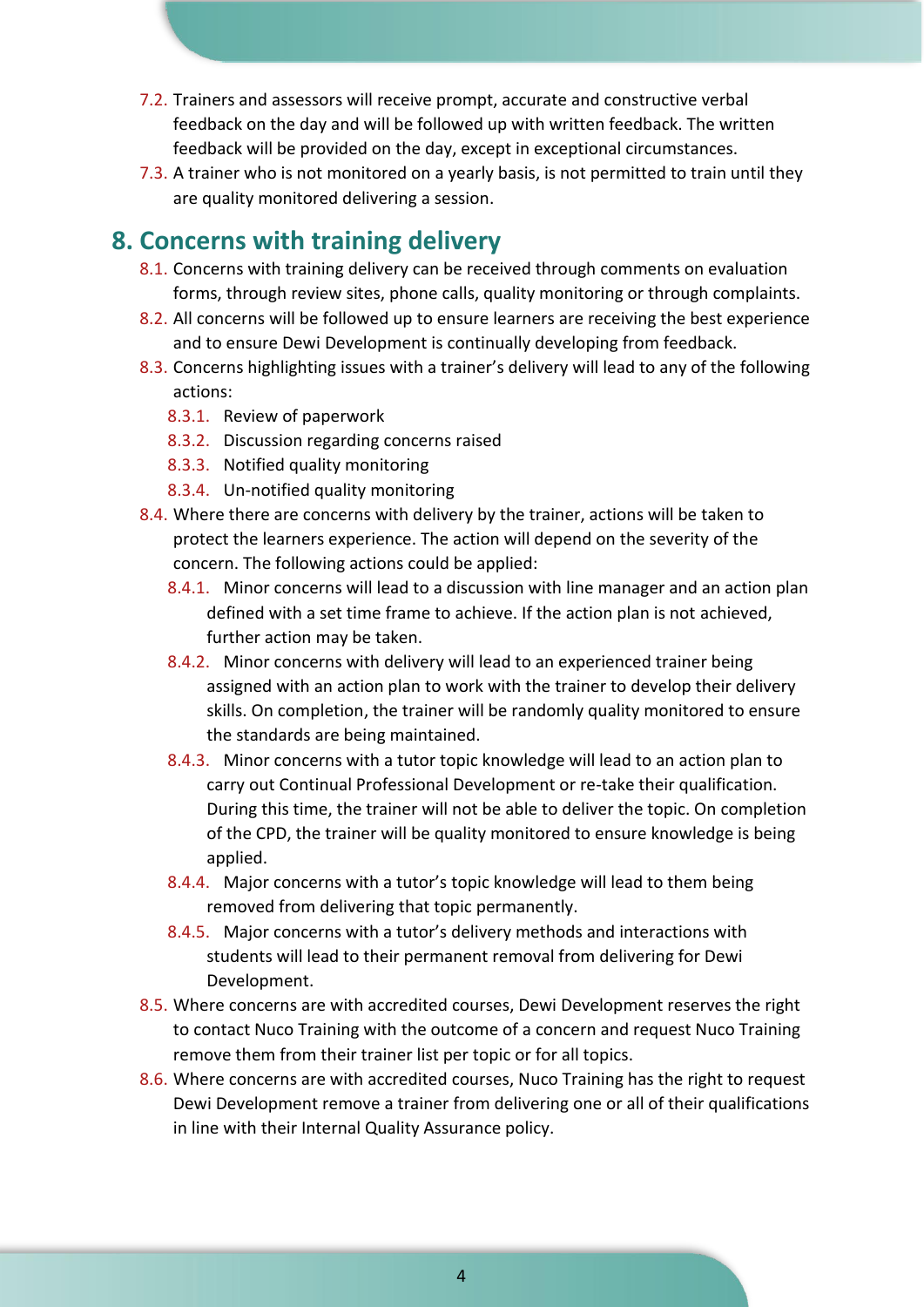7.2. Trainers and assessors will receive prompt, accurate and constructive verbal feedback on the day and will be followed up with written feedback. The written feedback will be provided on the day, except in exceptional circumstances.

7.3. A trainer who is not monitored on a yearly basis, is not permitted to train until they are quality monitored delivering a session.

## 8. Concerns with training delivery

8.1. Concerns with training delivery can be received through comments on evaluation forms, through review sites, phone calls, quality monitoring or through complaints.

8.2. All concerns will be followed up to ensure learners are receiving the best experience and to ensure Dewi Development is continually developing from feedback.

8.3. Concerns highlighting issues with a trainer's delivery will lead to any of the following actions:

- 8.3.1. Review of paperwork
- 8.3.2. Discussion regarding concerns raised
- 8.3.3. Notified quality monitoring
- 8.3.4. Un-notified quality monitoring

8.4. Where there are concerns with delivery by the trainer, actions will be taken to protect the learners experience. The action will depend on the severity of the concern. The following actions could be applied:

- 8.4.1. Minor concerns will lead to a discussion with line manager and an action plan defined with a set time frame to achieve. If the action plan is not achieved, further action may be taken.
- 8.4.2. Minor concerns with delivery will lead to an experienced trainer being assigned with an action plan to work with the trainer to develop their delivery skills. On completion, the trainer will be randomly quality monitored to ensure the standards are being maintained.
- 8.4.3. Minor concerns with a tutor topic knowledge will lead to an action plan to carry out Continual Professional Development or re-take their qualification. During this time, the trainer will not be able to deliver the topic. On completion of the CPD, the trainer will be quality monitored to ensure knowledge is being applied.
- 8.4.4. Major concerns with a tutor's topic knowledge will lead to them being removed from delivering that topic permanently.
- 8.4.5. Major concerns with a tutor's delivery methods and interactions with students will lead to their permanent removal from delivering for Dewi Development.

8.5. Where concerns are with accredited courses, Dewi Development reserves the right to contact Nuco Training with the outcome of a concern and request Nuco Training remove them from their trainer list per topic or for all topics.

8.6. Where concerns are with accredited courses, Nuco Training has the right to request Dewi Development remove a trainer from delivering one or all of their qualifications in line with their Internal Quality Assurance policy.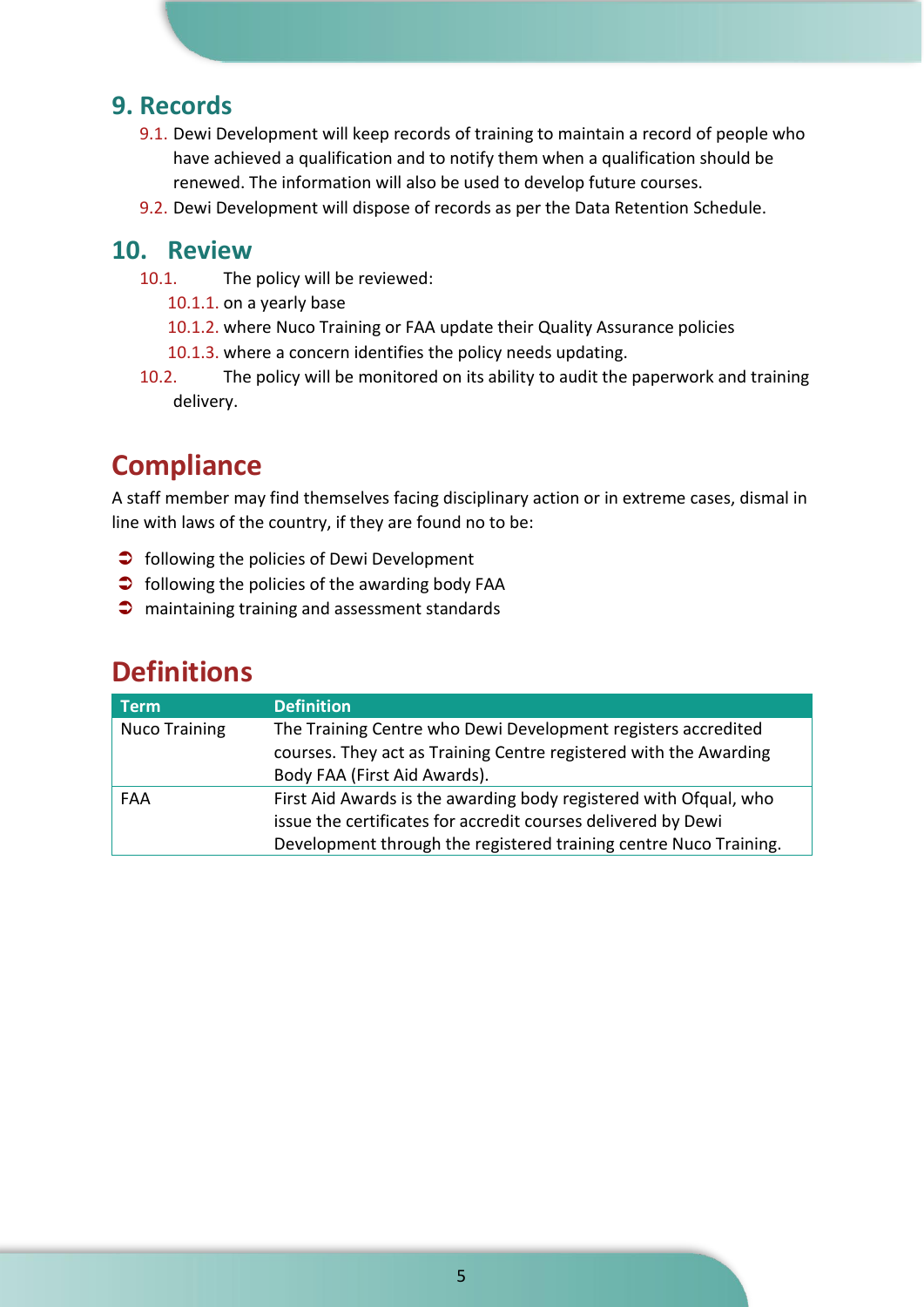## 9. Records

9.1. Dewi Development will keep records of training to maintain a record of people who have achieved a qualification and to notify them when a qualification should be renewed. The information will also be used to develop future courses.

9.2. Dewi Development will dispose of records as per the Data Retention Schedule.

## 10. Review

10.1. The policy will be reviewed:

- 10.1.1. on a yearly base
- 10.1.2. where Nuco Training or FAA update their Quality Assurance policies
- 10.1.3. where a concern identifies the policy needs updating.

10.2. The policy will be monitored on its ability to audit the paperwork and training delivery.

# Compliance

A staff member may find themselves facing disciplinary action or in extreme cases, dismal in line with laws of the country, if they are found no to be:

- following the policies of Dewi Development
- following the policies of the awarding body FAA
- maintaining training and assessment standards

# Definitions

| Term | Definition |
|---|---|
| Nuco Training | The Training Centre who Dewi Development registers accredited courses. They act as Training Centre registered with the Awarding Body FAA (First Aid Awards). |
| FAA | First Aid Awards is the awarding body registered with Ofqual, who issue the certificates for accredit courses delivered by Dewi Development through the registered training centre Nuco Training. |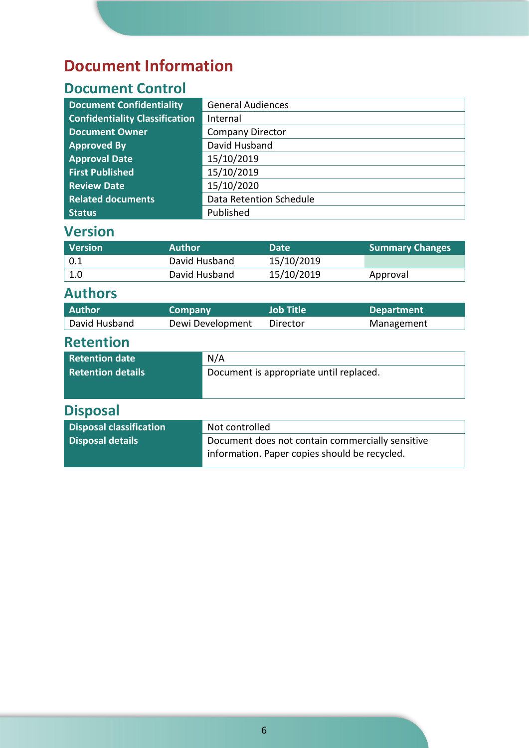# Document Information

## Document Control

| | |
|---|---|
| **Document Confidentiality** | General Audiences |
| **Confidentiality Classification** | Internal |
| **Document Owner** | Company Director |
| **Approved By** | David Husband |
| **Approval Date** | 15/10/2019 |
| **First Published** | 15/10/2019 |
| **Review Date** | 15/10/2020 |
| **Related documents** | Data Retention Schedule |
| **Status** | Published |

## Version

| Version | Author | Date | Summary Changes |
|---|---|---|---|
| 0.1 | David Husband | 15/10/2019 | |
| 1.0 | David Husband | 15/10/2019 | Approval |

## Authors

| Author | Company | Job Title | Department |
|---|---|---|---|
| David Husband | Dewi Development | Director | Management |

## Retention

| | |
|---|---|
| **Retention date** | N/A |
| **Retention details** | Document is appropriate until replaced. |

## Disposal

| | |
|---|---|
| **Disposal classification** | Not controlled |
| **Disposal details** | Document does not contain commercially sensitive information. Paper copies should be recycled. |